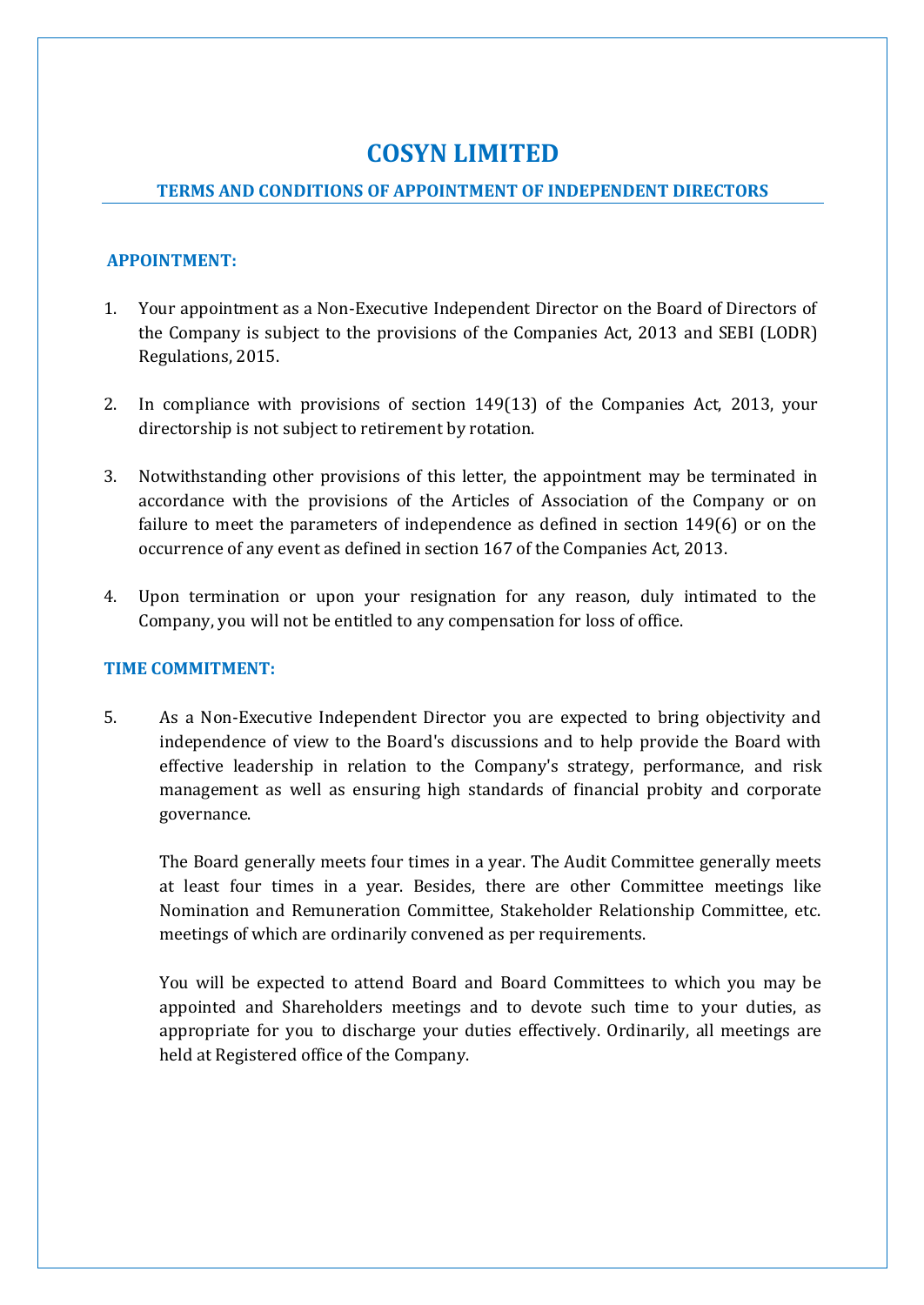# COSYN LIMITED

## TERMS AND CONDITIONS OF APPOINTMENT OF INDEPENDENT DIRECTORS

### APPOINTMENT:

1. Your appointment as a Non-Executive Independent Director on the Board of Directors of the Company is subject to the provisions of the Companies Act, 2013 and SEBI (LODR) Regulations, 2015.

2. In compliance with provisions of section 149(13) of the Companies Act, 2013, your directorship is not subject to retirement by rotation.

3. Notwithstanding other provisions of this letter, the appointment may be terminated in accordance with the provisions of the Articles of Association of the Company or on failure to meet the parameters of independence as defined in section 149(6) or on the occurrence of any event as defined in section 167 of the Companies Act, 2013.

4. Upon termination or upon your resignation for any reason, duly intimated to the Company, you will not be entitled to any compensation for loss of office.

### TIME COMMITMENT:

5. As a Non-Executive Independent Director you are expected to bring objectivity and independence of view to the Board's discussions and to help provide the Board with effective leadership in relation to the Company's strategy, performance, and risk management as well as ensuring high standards of financial probity and corporate governance.

   The Board generally meets four times in a year. The Audit Committee generally meets at least four times in a year. Besides, there are other Committee meetings like Nomination and Remuneration Committee, Stakeholder Relationship Committee, etc. meetings of which are ordinarily convened as per requirements.

   You will be expected to attend Board and Board Committees to which you may be appointed and Shareholders meetings and to devote such time to your duties, as appropriate for you to discharge your duties effectively. Ordinarily, all meetings are held at Registered office of the Company.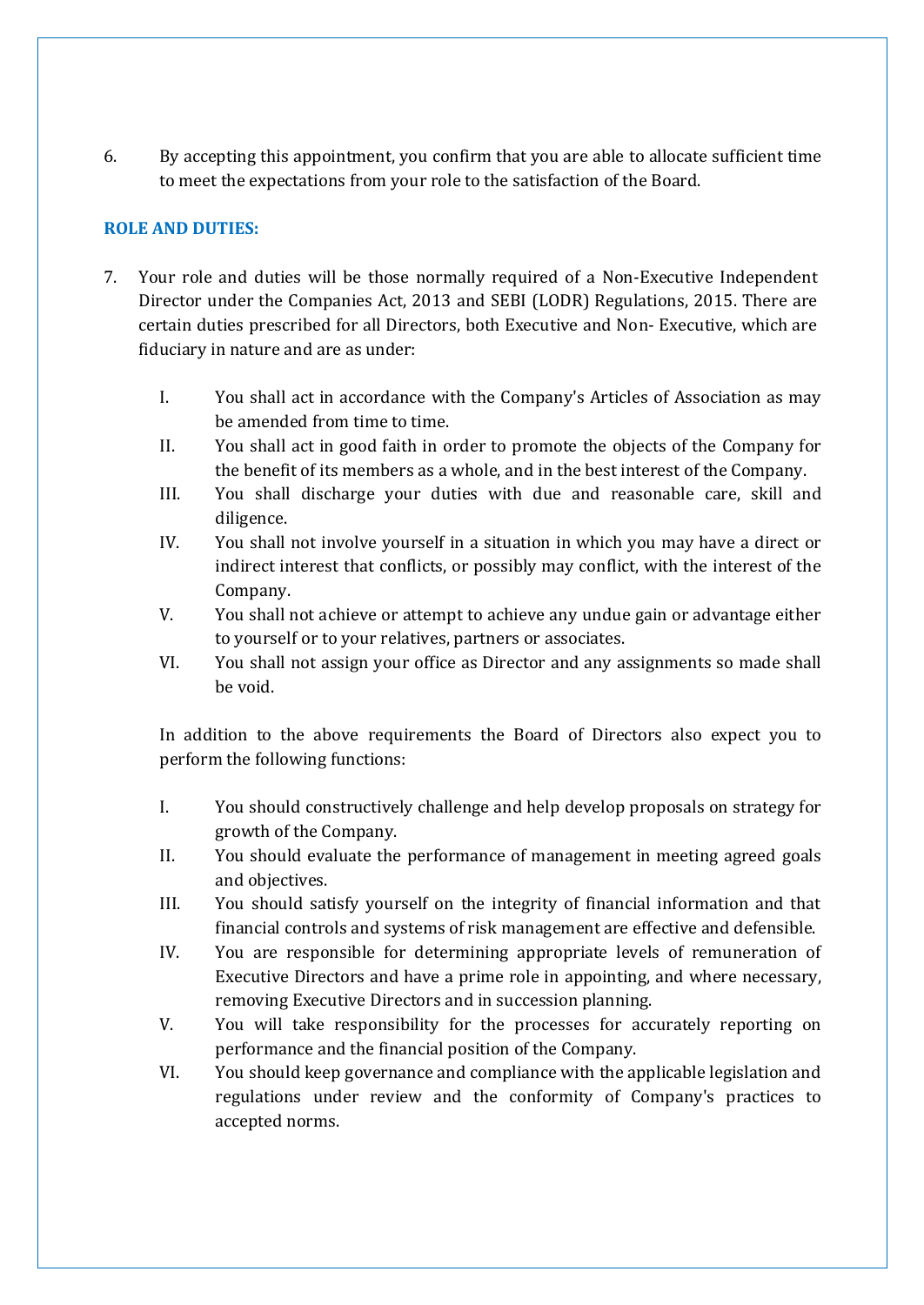6. By accepting this appointment, you confirm that you are able to allocate sufficient time to meet the expectations from your role to the satisfaction of the Board.

## ROLE AND DUTIES:

7. Your role and duties will be those normally required of a Non-Executive Independent Director under the Companies Act, 2013 and SEBI (LODR) Regulations, 2015. There are certain duties prescribed for all Directors, both Executive and Non- Executive, which are fiduciary in nature and are as under:

   I. You shall act in accordance with the Company's Articles of Association as may be amended from time to time.
   II. You shall act in good faith in order to promote the objects of the Company for the benefit of its members as a whole, and in the best interest of the Company.
   III. You shall discharge your duties with due and reasonable care, skill and diligence.
   IV. You shall not involve yourself in a situation in which you may have a direct or indirect interest that conflicts, or possibly may conflict, with the interest of the Company.
   V. You shall not achieve or attempt to achieve any undue gain or advantage either to yourself or to your relatives, partners or associates.
   VI. You shall not assign your office as Director and any assignments so made shall be void.

   In addition to the above requirements the Board of Directors also expect you to perform the following functions:

   I. You should constructively challenge and help develop proposals on strategy for growth of the Company.
   II. You should evaluate the performance of management in meeting agreed goals and objectives.
   III. You should satisfy yourself on the integrity of financial information and that financial controls and systems of risk management are effective and defensible.
   IV. You are responsible for determining appropriate levels of remuneration of Executive Directors and have a prime role in appointing, and where necessary, removing Executive Directors and in succession planning.
   V. You will take responsibility for the processes for accurately reporting on performance and the financial position of the Company.
   VI. You should keep governance and compliance with the applicable legislation and regulations under review and the conformity of Company's practices to accepted norms.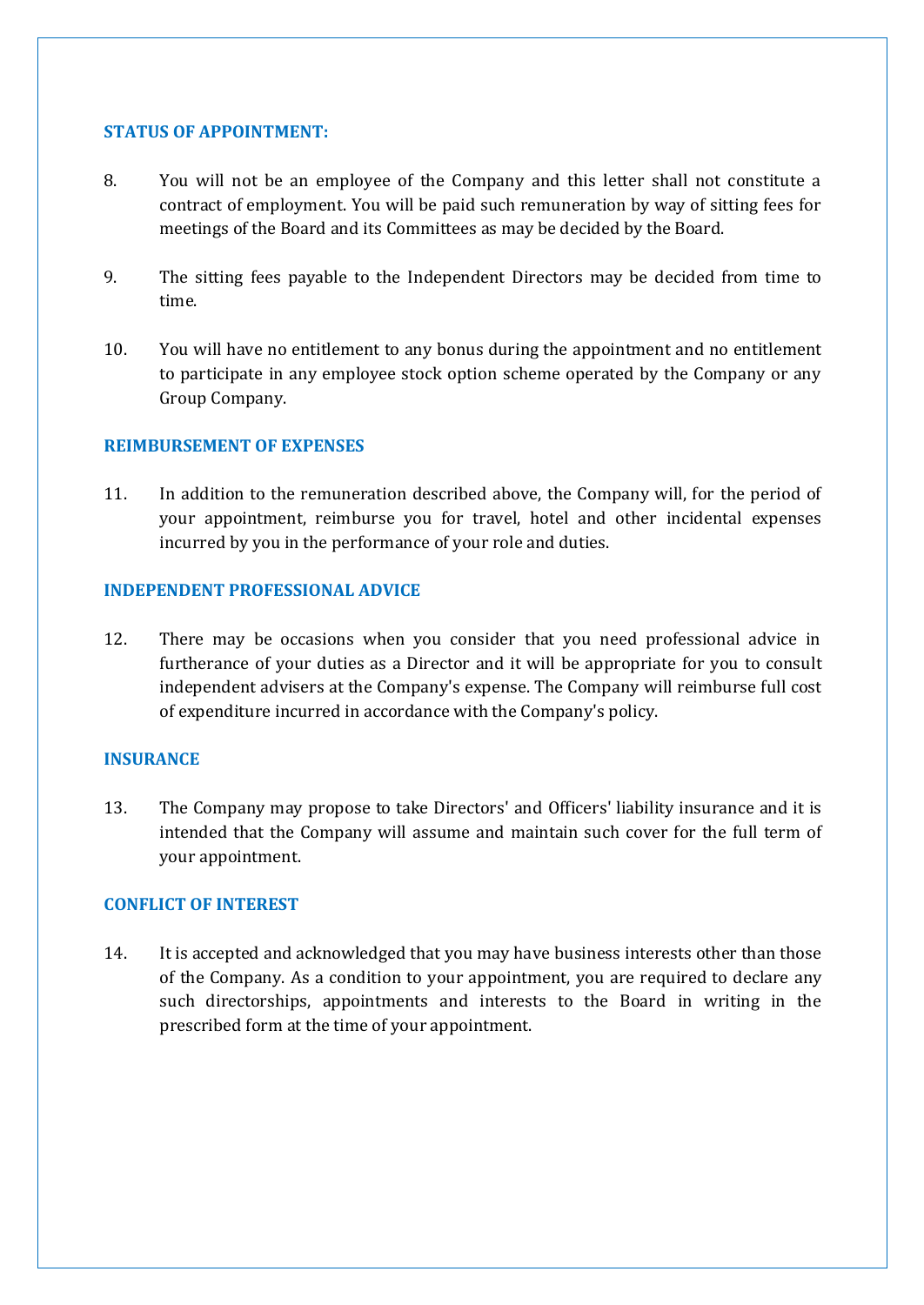### STATUS OF APPOINTMENT:

8. You will not be an employee of the Company and this letter shall not constitute a contract of employment. You will be paid such remuneration by way of sitting fees for meetings of the Board and its Committees as may be decided by the Board.

9. The sitting fees payable to the Independent Directors may be decided from time to time.

10. You will have no entitlement to any bonus during the appointment and no entitlement to participate in any employee stock option scheme operated by the Company or any Group Company.

### REIMBURSEMENT OF EXPENSES

11. In addition to the remuneration described above, the Company will, for the period of your appointment, reimburse you for travel, hotel and other incidental expenses incurred by you in the performance of your role and duties.

### INDEPENDENT PROFESSIONAL ADVICE

12. There may be occasions when you consider that you need professional advice in furtherance of your duties as a Director and it will be appropriate for you to consult independent advisers at the Company's expense. The Company will reimburse full cost of expenditure incurred in accordance with the Company's policy.

### INSURANCE

13. The Company may propose to take Directors' and Officers' liability insurance and it is intended that the Company will assume and maintain such cover for the full term of your appointment.

### CONFLICT OF INTEREST

14. It is accepted and acknowledged that you may have business interests other than those of the Company. As a condition to your appointment, you are required to declare any such directorships, appointments and interests to the Board in writing in the prescribed form at the time of your appointment.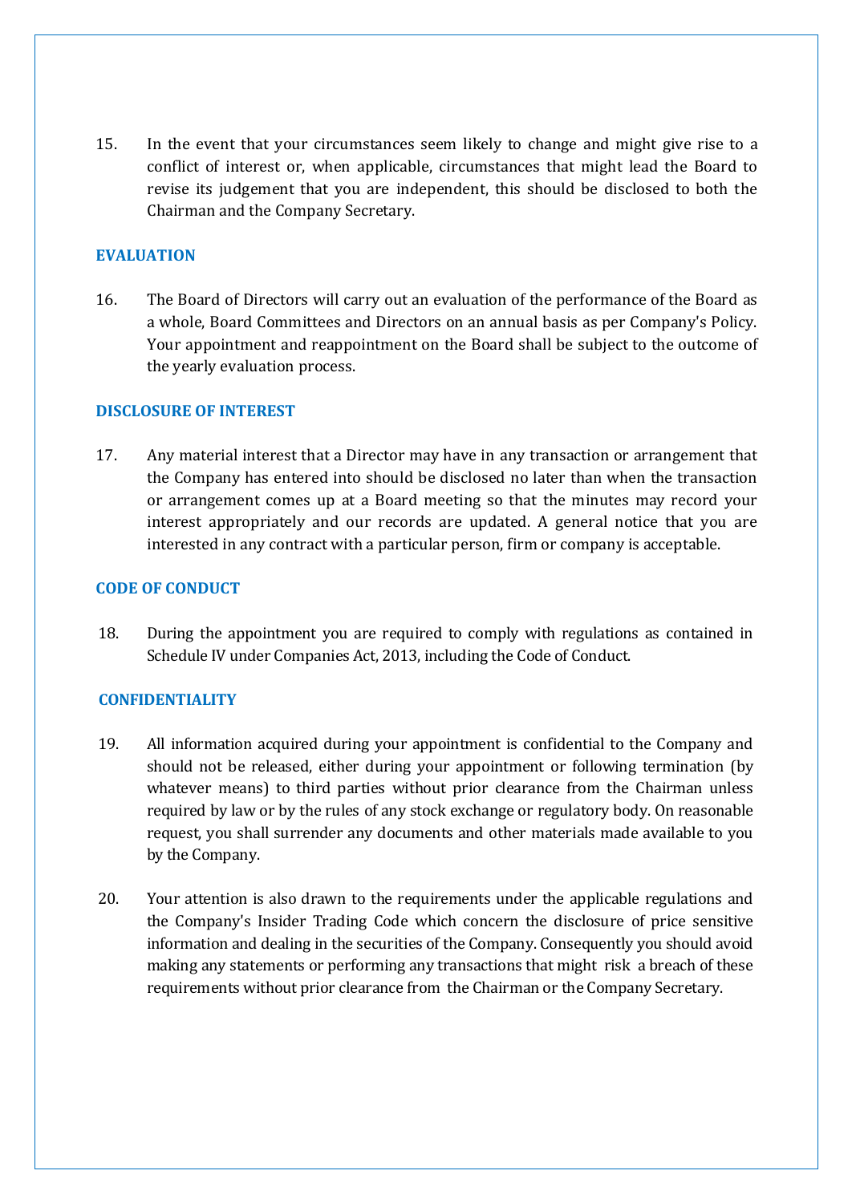15. In the event that your circumstances seem likely to change and might give rise to a conflict of interest or, when applicable, circumstances that might lead the Board to revise its judgement that you are independent, this should be disclosed to both the Chairman and the Company Secretary.

## EVALUATION

16. The Board of Directors will carry out an evaluation of the performance of the Board as a whole, Board Committees and Directors on an annual basis as per Company's Policy. Your appointment and reappointment on the Board shall be subject to the outcome of the yearly evaluation process.

## DISCLOSURE OF INTEREST

17. Any material interest that a Director may have in any transaction or arrangement that the Company has entered into should be disclosed no later than when the transaction or arrangement comes up at a Board meeting so that the minutes may record your interest appropriately and our records are updated. A general notice that you are interested in any contract with a particular person, firm or company is acceptable.

## CODE OF CONDUCT

18. During the appointment you are required to comply with regulations as contained in Schedule IV under Companies Act, 2013, including the Code of Conduct.

## CONFIDENTIALITY

19. All information acquired during your appointment is confidential to the Company and should not be released, either during your appointment or following termination (by whatever means) to third parties without prior clearance from the Chairman unless required by law or by the rules of any stock exchange or regulatory body. On reasonable request, you shall surrender any documents and other materials made available to you by the Company.

20. Your attention is also drawn to the requirements under the applicable regulations and the Company's Insider Trading Code which concern the disclosure of price sensitive information and dealing in the securities of the Company. Consequently you should avoid making any statements or performing any transactions that might risk a breach of these requirements without prior clearance from the Chairman or the Company Secretary.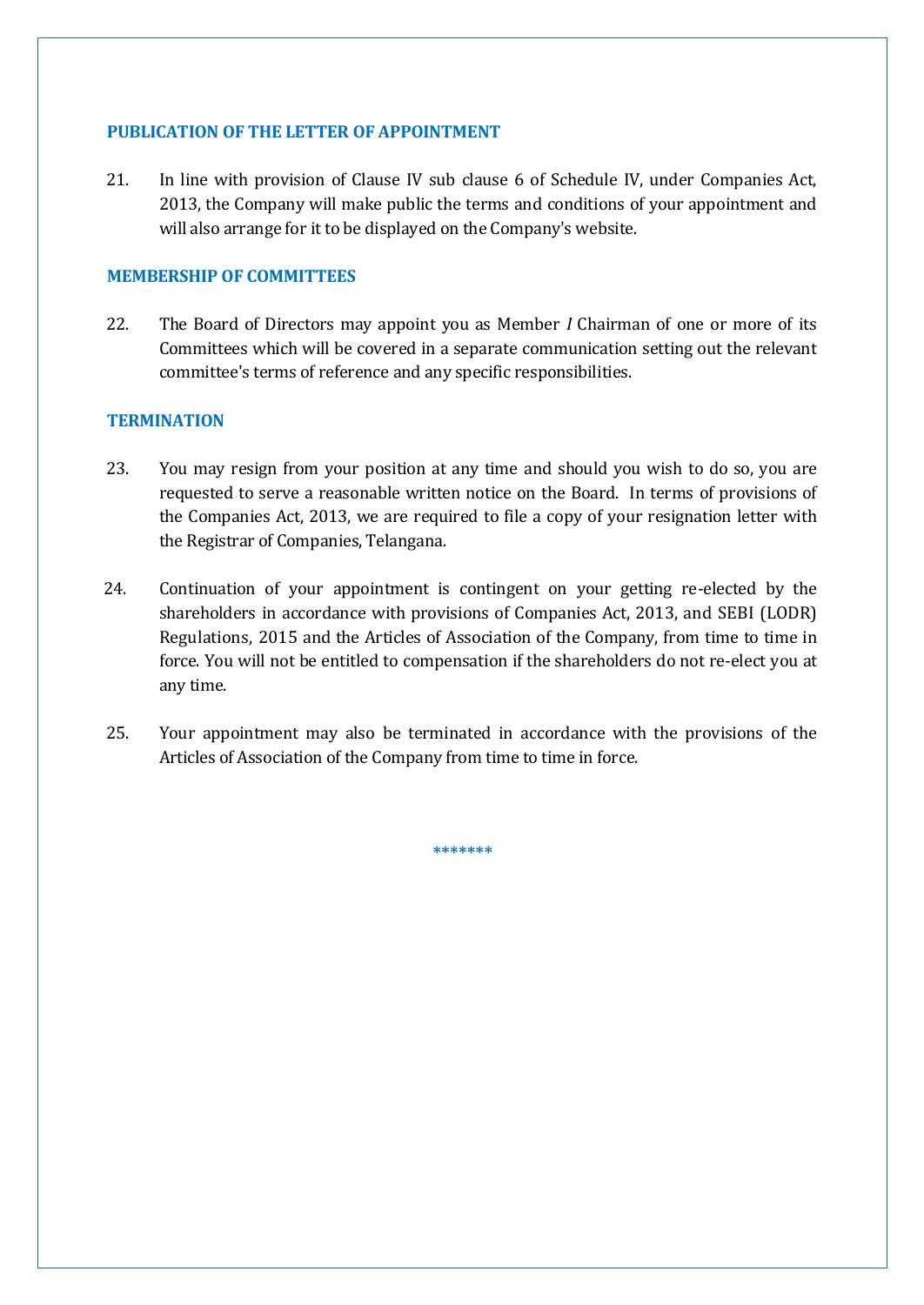## PUBLICATION OF THE LETTER OF APPOINTMENT

21. In line with provision of Clause IV sub clause 6 of Schedule IV, under Companies Act, 2013, the Company will make public the terms and conditions of your appointment and will also arrange for it to be displayed on the Company's website.

## MEMBERSHIP OF COMMITTEES

22. The Board of Directors may appoint you as Member *I* Chairman of one or more of its Committees which will be covered in a separate communication setting out the relevant committee's terms of reference and any specific responsibilities.

## TERMINATION

23. You may resign from your position at any time and should you wish to do so, you are requested to serve a reasonable written notice on the Board. In terms of provisions of the Companies Act, 2013, we are required to file a copy of your resignation letter with the Registrar of Companies, Telangana.

24. Continuation of your appointment is contingent on your getting re-elected by the shareholders in accordance with provisions of Companies Act, 2013, and SEBI (LODR) Regulations, 2015 and the Articles of Association of the Company, from time to time in force. You will not be entitled to compensation if the shareholders do not re-elect you at any time.

25. Your appointment may also be terminated in accordance with the provisions of the Articles of Association of the Company from time to time in force.

*******